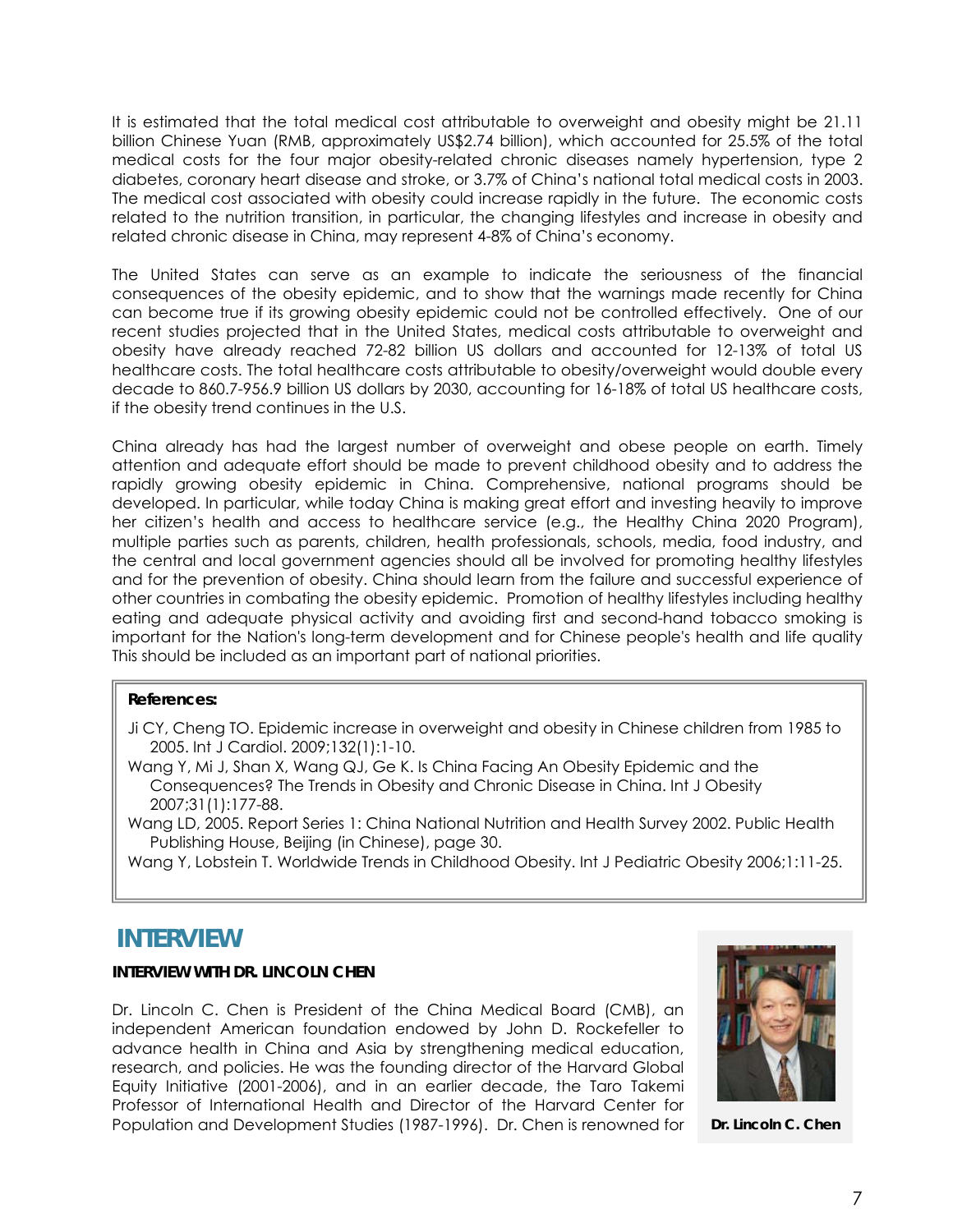It is estimated that the total medical cost attributable to overweight and obesity might be 21.11 billion Chinese Yuan (RMB, approximately US$2.74 billion), which accounted for 25.5% of the total medical costs for the four major obesity-related chronic diseases namely hypertension, type 2 diabetes, coronary heart disease and stroke, or 3.7% of China's national total medical costs in 2003. The medical cost associated with obesity could increase rapidly in the future. The economic costs related to the nutrition transition, in particular, the changing lifestyles and increase in obesity and related chronic disease in China, may represent 4-8% of China's economy.

The United States can serve as an example to indicate the seriousness of the financial consequences of the obesity epidemic, and to show that the warnings made recently for China can become true if its growing obesity epidemic could not be controlled effectively. One of our recent studies projected that in the United States, medical costs attributable to overweight and obesity have already reached 72-82 billion US dollars and accounted for 12-13% of total US healthcare costs. The total healthcare costs attributable to obesity/overweight would double every decade to 860.7-956.9 billion US dollars by 2030, accounting for 16-18% of total US healthcare costs, if the obesity trend continues in the U.S.

China already has had the largest number of overweight and obese people on earth. Timely attention and adequate effort should be made to prevent childhood obesity and to address the rapidly growing obesity epidemic in China. Comprehensive, national programs should be developed. In particular, while today China is making great effort and investing heavily to improve her citizen's health and access to healthcare service (e.g., the Healthy China 2020 Program), multiple parties such as parents, children, health professionals, schools, media, food industry, and the central and local government agencies should all be involved for promoting healthy lifestyles and for the prevention of obesity. China should learn from the failure and successful experience of other countries in combating the obesity epidemic. Promotion of healthy lifestyles including healthy eating and adequate physical activity and avoiding first and second-hand tobacco smoking is important for the Nation's long-term development and for Chinese people's health and life quality This should be included as an important part of national priorities.

**References:**

Ji CY, Cheng TO. Epidemic increase in overweight and obesity in Chinese children from 1985 to 2005. Int J Cardiol. 2009;132(1):1-10.

Wang Y, Mi J, Shan X, Wang QJ, Ge K. Is China Facing An Obesity Epidemic and the Consequences? The Trends in Obesity and Chronic Disease in China. Int J Obesity 2007;31(1):177-88.

Wang LD, 2005. Report Series 1: China National Nutrition and Health Survey 2002. Public Health Publishing House, Beijing (in Chinese), page 30.

Wang Y, Lobstein T. Worldwide Trends in Childhood Obesity. Int J Pediatric Obesity 2006;1:11-25.

# INTERVIEW

**INTERVIEW WITH DR. LINCOLN CHEN**

Dr. Lincoln C. Chen is President of the China Medical Board (CMB), an independent American foundation endowed by John D. Rockefeller to advance health in China and Asia by strengthening medical education, research, and policies. He was the founding director of the Harvard Global Equity Initiative (2001-2006), and in an earlier decade, the Taro Takemi Professor of International Health and Director of the Harvard Center for Population and Development Studies (1987-1996). Dr. Chen is renowned for

**Dr. Lincoln C. Chen**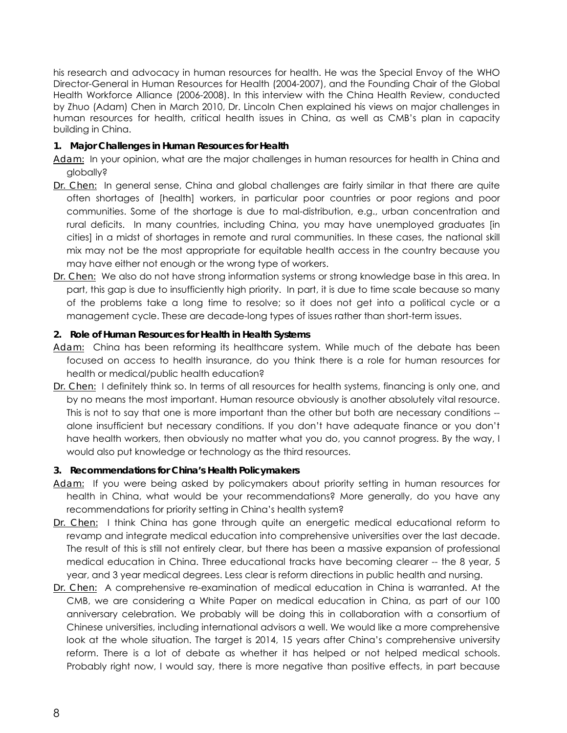his research and advocacy in human resources for health. He was the Special Envoy of the WHO Director-General in Human Resources for Health (2004-2007), and the Founding Chair of the Global Health Workforce Alliance (2006-2008). In this interview with the China Health Review, conducted by Zhuo (Adam) Chen in March 2010, Dr. Lincoln Chen explained his views on major challenges in human resources for health, critical health issues in China, as well as CMB's plan in capacity building in China.

### 1. Major Challenges in Human Resources for Health

Adam: In your opinion, what are the major challenges in human resources for health in China and globally?

Dr. Chen: In general sense, China and global challenges are fairly similar in that there are quite often shortages of [health] workers, in particular poor countries or poor regions and poor communities. Some of the shortage is due to mal-distribution, e.g., urban concentration and rural deficits. In many countries, including China, you may have unemployed graduates [in cities] in a midst of shortages in remote and rural communities. In these cases, the national skill mix may not be the most appropriate for equitable health access in the country because you may have either not enough or the wrong type of workers.

Dr. Chen: We also do not have strong information systems or strong knowledge base in this area. In part, this gap is due to insufficiently high priority. In part, it is due to time scale because so many of the problems take a long time to resolve; so it does not get into a political cycle or a management cycle. These are decade-long types of issues rather than short-term issues.

### 2. Role of Human Resources for Health in Health Systems

Adam: China has been reforming its healthcare system. While much of the debate has been focused on access to health insurance, do you think there is a role for human resources for health or medical/public health education?

Dr. Chen: I definitely think so. In terms of all resources for health systems, financing is only one, and by no means the most important. Human resource obviously is another absolutely vital resource. This is not to say that one is more important than the other but both are necessary conditions -- alone insufficient but necessary conditions. If you don't have adequate finance or you don't have health workers, then obviously no matter what you do, you cannot progress. By the way, I would also put knowledge or technology as the third resources.

### 3. Recommendations for China's Health Policymakers

Adam: If you were being asked by policymakers about priority setting in human resources for health in China, what would be your recommendations? More generally, do you have any recommendations for priority setting in China's health system?

Dr. Chen: I think China has gone through quite an energetic medical educational reform to revamp and integrate medical education into comprehensive universities over the last decade. The result of this is still not entirely clear, but there has been a massive expansion of professional medical education in China. Three educational tracks have becoming clearer -- the 8 year, 5 year, and 3 year medical degrees. Less clear is reform directions in public health and nursing.

Dr. Chen: A comprehensive re-examination of medical education in China is warranted. At the CMB, we are considering a White Paper on medical education in China, as part of our 100 anniversary celebration. We probably will be doing this in collaboration with a consortium of Chinese universities, including international advisors a well. We would like a more comprehensive look at the whole situation. The target is 2014, 15 years after China's comprehensive university reform. There is a lot of debate as whether it has helped or not helped medical schools. Probably right now, I would say, there is more negative than positive effects, in part because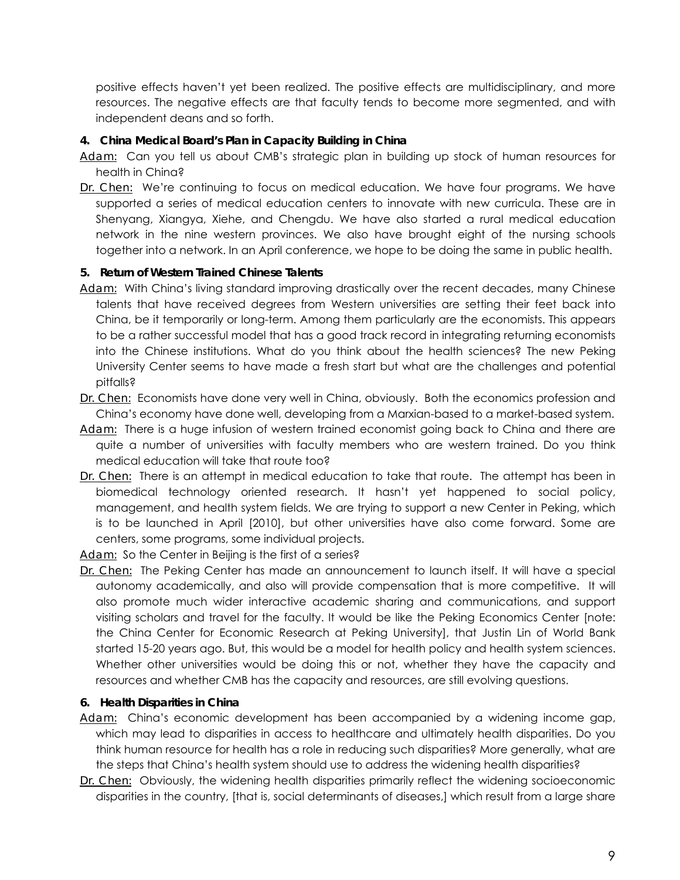positive effects haven't yet been realized. The positive effects are multidisciplinary, and more resources. The negative effects are that faculty tends to become more segmented, and with independent deans and so forth.

**4. China Medical Board's Plan in Capacity Building in China**

Adam: Can you tell us about CMB's strategic plan in building up stock of human resources for health in China?

Dr. Chen: We're continuing to focus on medical education. We have four programs. We have supported a series of medical education centers to innovate with new curricula. These are in Shenyang, Xiangya, Xiehe, and Chengdu. We have also started a rural medical education network in the nine western provinces. We also have brought eight of the nursing schools together into a network. In an April conference, we hope to be doing the same in public health.

**5. Return of Western Trained Chinese Talents**

Adam: With China's living standard improving drastically over the recent decades, many Chinese talents that have received degrees from Western universities are setting their feet back into China, be it temporarily or long-term. Among them particularly are the economists. This appears to be a rather successful model that has a good track record in integrating returning economists into the Chinese institutions. What do you think about the health sciences? The new Peking University Center seems to have made a fresh start but what are the challenges and potential pitfalls?

Dr. Chen: Economists have done very well in China, obviously. Both the economics profession and China's economy have done well, developing from a Marxian-based to a market-based system.

Adam: There is a huge infusion of western trained economist going back to China and there are quite a number of universities with faculty members who are western trained. Do you think medical education will take that route too?

Dr. Chen: There is an attempt in medical education to take that route. The attempt has been in biomedical technology oriented research. It hasn't yet happened to social policy, management, and health system fields. We are trying to support a new Center in Peking, which is to be launched in April [2010], but other universities have also come forward. Some are centers, some programs, some individual projects.

Adam: So the Center in Beijing is the first of a series?

Dr. Chen: The Peking Center has made an announcement to launch itself. It will have a special autonomy academically, and also will provide compensation that is more competitive. It will also promote much wider interactive academic sharing and communications, and support visiting scholars and travel for the faculty. It would be like the Peking Economics Center [note: the China Center for Economic Research at Peking University], that Justin Lin of World Bank started 15-20 years ago. But, this would be a model for health policy and health system sciences. Whether other universities would be doing this or not, whether they have the capacity and resources and whether CMB has the capacity and resources, are still evolving questions.

**6. Health Disparities in China**

Adam: China's economic development has been accompanied by a widening income gap, which may lead to disparities in access to healthcare and ultimately health disparities. Do you think human resource for health has a role in reducing such disparities? More generally, what are the steps that China's health system should use to address the widening health disparities?

Dr. Chen: Obviously, the widening health disparities primarily reflect the widening socioeconomic disparities in the country, [that is, social determinants of diseases,] which result from a large share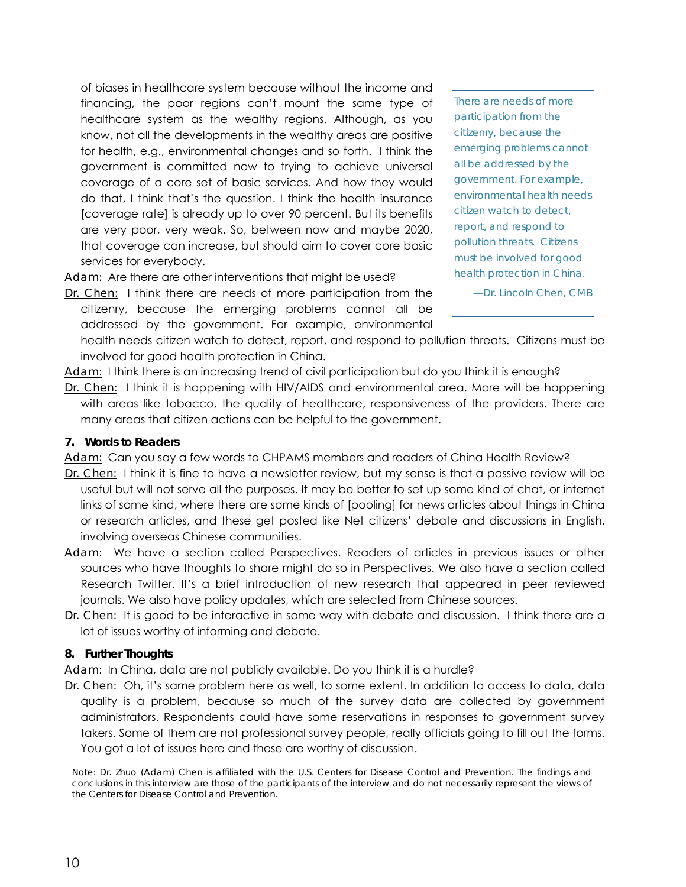of biases in healthcare system because without the income and financing, the poor regions can't mount the same type of healthcare system as the wealthy regions. Although, as you know, not all the developments in the wealthy areas are positive for health, e.g., environmental changes and so forth. I think the government is committed now to trying to achieve universal coverage of a core set of basic services. And how they would do that, I think that's the question. I think the health insurance [coverage rate] is already up to over 90 percent. But its benefits are very poor, very weak. So, between now and maybe 2020, that coverage can increase, but should aim to cover core basic services for everybody.

Adam: Are there are other interventions that might be used?

Dr. Chen: I think there are needs of more participation from the citizenry, because the emerging problems cannot all be addressed by the government. For example, environmental health needs citizen watch to detect, report, and respond to pollution threats. Citizens must be involved for good health protection in China.

> *There are needs of more participation from the citizenry, because the emerging problems cannot all be addressed by the government. For example, environmental health needs citizen watch to detect, report, and respond to pollution threats. Citizens must be involved for good health protection in China.*
>
> —Dr. Lincoln Chen, CMB

Adam: I think there is an increasing trend of civil participation but do you think it is enough?

Dr. Chen: I think it is happening with HIV/AIDS and environmental area. More will be happening with areas like tobacco, the quality of healthcare, responsiveness of the providers. There are many areas that citizen actions can be helpful to the government.

### 7. Words to Readers

Adam: Can you say a few words to CHPAMS members and readers of China Health Review?

Dr. Chen: I think it is fine to have a newsletter review, but my sense is that a passive review will be useful but will not serve all the purposes. It may be better to set up some kind of chat, or internet links of some kind, where there are some kinds of [pooling] for news articles about things in China or research articles, and these get posted like Net citizens' debate and discussions in English, involving overseas Chinese communities.

Adam: We have a section called Perspectives. Readers of articles in previous issues or other sources who have thoughts to share might do so in Perspectives. We also have a section called Research Twitter. It's a brief introduction of new research that appeared in peer reviewed journals. We also have policy updates, which are selected from Chinese sources.

Dr. Chen: It is good to be interactive in some way with debate and discussion. I think there are a lot of issues worthy of informing and debate.

### 8. Further Thoughts

Adam: In China, data are not publicly available. Do you think it is a hurdle?

Dr. Chen: Oh, it's same problem here as well, to some extent. In addition to access to data, data quality is a problem, because so much of the survey data are collected by government administrators. Respondents could have some reservations in responses to government survey takers. Some of them are not professional survey people, really officials going to fill out the forms. You got a lot of issues here and these are worthy of discussion.

Note: Dr. Zhuo (Adam) Chen is affiliated with the U.S. Centers for Disease Control and Prevention. The findings and conclusions in this interview are those of the participants of the interview and do not necessarily represent the views of the Centers for Disease Control and Prevention.